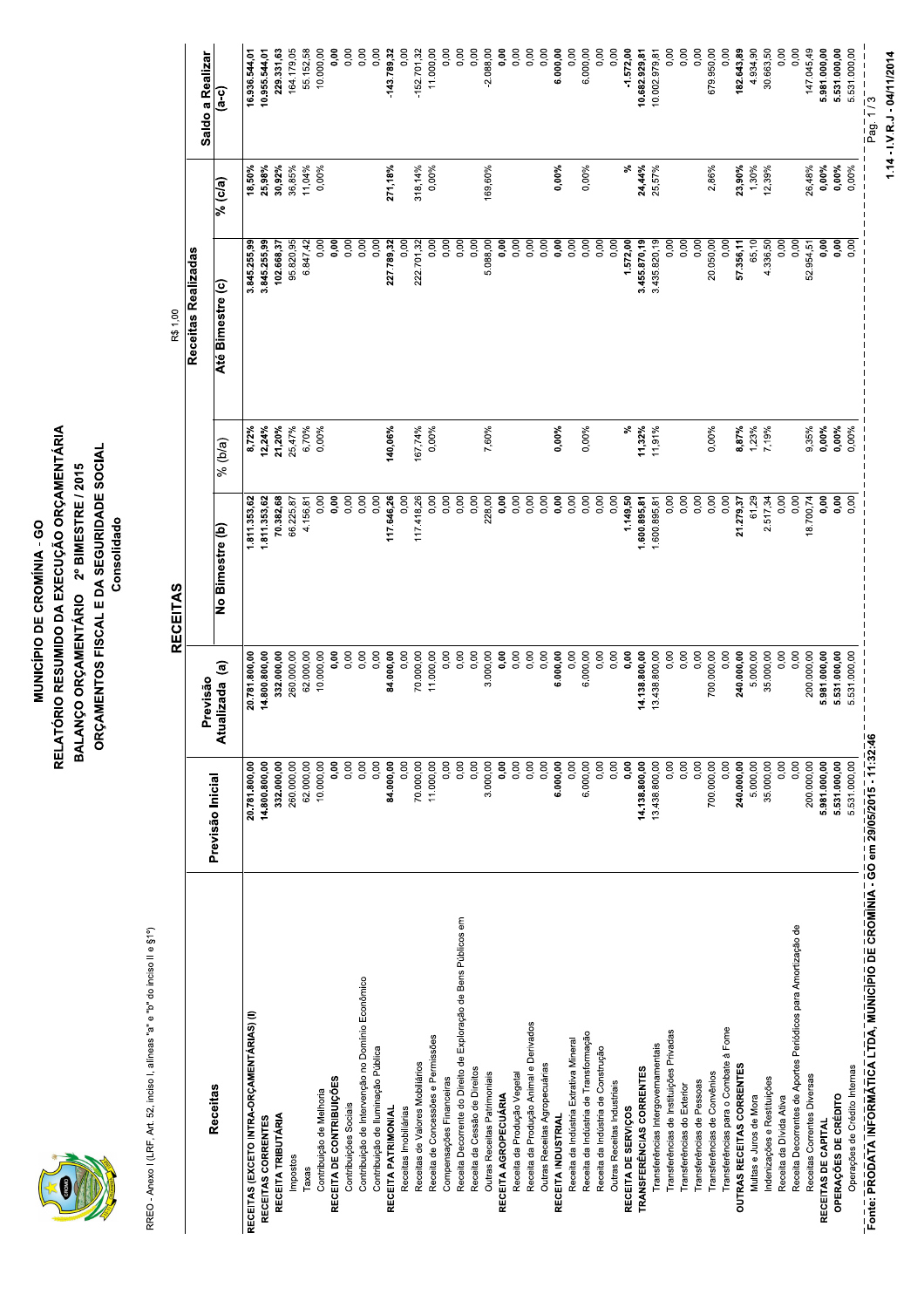# MUNICÍPIO DE CROMÍNIA - GO
## RELATÓRIO RESUMIDO DA EXECUÇÃO ORÇAMENTÁRIA
## BALANÇO ORÇAMENTÁRIO 2º BIMESTRE / 2015
## ORÇAMENTOS FISCAL E DA SEGURIDADE SOCIAL
### Consolidado

RREO - Anexo I (LRF, Art. 52, inciso I, alíneas "a" e "b" do inciso II e §1º)

R$ 1,00

| Receitas | Previsão Inicial | Previsão Atualizada (a) | RECEITAS No Bimestre (b) | % (b/a) | Receitas Realizadas Até Bimestre (c) | % (c/a) | Saldo a Realizar (a-c) |
|---|---|---|---|---|---|---|---|
| **RECEITAS (EXCETO INTRA-ORÇAMENTÁRIAS) (I)** | 20.781.800,00 | 20.781.800,00 | 1.811.353,62 | 8,72% | 3.845.255,99 | 18,50% | 16.936.544,01 |
| **RECEITAS CORRENTES** | 14.800.800,00 | 14.800.800,00 | 1.811.353,62 | 12,24% | 3.845.255,99 | 25,98% | 10.955.544,01 |
| **RECEITA TRIBUTÁRIA** | 332.000,00 | 332.000,00 | 70.382,68 | 21,20% | 102.668,37 | 30,92% | 229.331,63 |
| Impostos | 260.000,00 | 260.000,00 | 66.225,87 | 25,47% | 95.820,95 | 36,85% | 164.179,05 |
| Taxas | 62.000,00 | 62.000,00 | 4.156,81 | 6,70% | 6.847,42 | 11,04% | 55.152,58 |
| Contribuição de Melhoria | 10.000,00 | 10.000,00 | 0,00 | 0,00% | 0,00 | 0,00% | 10.000,00 |
| **RECEITA DE CONTRIBUIÇÕES** | 0,00 | 0,00 | 0,00 | | 0,00 | | 0,00 |
| Contribuições Sociais | 0,00 | 0,00 | 0,00 | | 0,00 | | 0,00 |
| Contribuição de Intervenção no Domínio Econômico | 0,00 | 0,00 | 0,00 | | 0,00 | | 0,00 |
| Contribuição de Iluminação Pública | 0,00 | 0,00 | 0,00 | | 0,00 | | 0,00 |
| **RECEITA PATRIMONIAL** | 84.000,00 | 84.000,00 | 117.646,26 | 140,06% | 227.789,32 | 271,18% | -143.789,32 |
| Receitas Imobiliárias | 0,00 | 0,00 | 0,00 | | 0,00 | | 0,00 |
| Receitas de Valores Mobiliários | 70.000,00 | 70.000,00 | 117.418,26 | 167,74% | 222.701,32 | 318,14% | -152.701,32 |
| Receita de Concessões e Permissões | 11.000,00 | 11.000,00 | 0,00 | 0,00% | 0,00 | 0,00% | 11.000,00 |
| Compensações Financeiras | 0,00 | 0,00 | 0,00 | | 0,00 | | 0,00 |
| Receita Decorrente do Direito de Exploração de Bens Públicos em | 0,00 | 0,00 | 0,00 | | 0,00 | | 0,00 |
| Receita da Cessão de Direitos | 0,00 | 0,00 | 0,00 | | 0,00 | | 0,00 |
| Outras Receitas Patrimoniais | 3.000,00 | 3.000,00 | 228,00 | 7,60% | 5.088,00 | 169,60% | -2.088,00 |
| **RECEITA AGROPECUÁRIA** | 0,00 | 0,00 | 0,00 | | 0,00 | | 0,00 |
| Receita da Produção Vegetal | 0,00 | 0,00 | 0,00 | | 0,00 | | 0,00 |
| Receita da Produção Animal e Derivados | 0,00 | 0,00 | 0,00 | | 0,00 | | 0,00 |
| Outras Receitas Agropecuárias | 0,00 | 0,00 | 0,00 | | 0,00 | | 0,00 |
| **RECEITA INDUSTRIAL** | 6.000,00 | 6.000,00 | 0,00 | 0,00% | 0,00 | 0,00% | 6.000,00 |
| Receita da Indústria Extrativa Mineral | 0,00 | 0,00 | 0,00 | | 0,00 | | 0,00 |
| Receita da Indústria de Transformação | 6.000,00 | 6.000,00 | 0,00 | 0,00% | 0,00 | 0,00% | 6.000,00 |
| Receita da Indústria de Construção | 0,00 | 0,00 | 0,00 | | 0,00 | | 0,00 |
| Outras Receitas Industriais | 0,00 | 0,00 | 0,00 | | 0,00 | | 0,00 |
| **RECEITA DE SERVIÇOS** | 0,00 | 0,00 | 1.149,50 | % | 1.572,00 | % | -1.572,00 |
| **TRANSFERÊNCIAS CORRENTES** | 14.138.800,00 | 14.138.800,00 | 1.600.895,81 | 11,32% | 3.455.870,19 | 24,44% | 10.682.929,81 |
| Transferências Intergovernamentais | 13.438.800,00 | 13.438.800,00 | 1.600.895,81 | 11,91% | 3.435.820,19 | 25,57% | 10.002.979,81 |
| Transferências de Instituições Privadas | 0,00 | 0,00 | 0,00 | | 0,00 | | 0,00 |
| Transferências do Exterior | 0,00 | 0,00 | 0,00 | | 0,00 | | 0,00 |
| Transferências de Pessoas | 0,00 | 0,00 | 0,00 | | 0,00 | | 0,00 |
| Transferências de Convênios | 700.000,00 | 700.000,00 | 0,00 | 0,00% | 20.050,00 | 2,86% | 679.950,00 |
| Transferências para o Combate à Fome | 0,00 | 0,00 | 0,00 | | 0,00 | | 0,00 |
| **OUTRAS RECEITAS CORRENTES** | 240.000,00 | 240.000,00 | 21.279,37 | 8,87% | 57.356,11 | 23,90% | 182.643,89 |
| Multas e Juros de Mora | 5.000,00 | 5.000,00 | 61,29 | 1,23% | 65,10 | 1,30% | 4.934,90 |
| Indenizações e Restituições | 35.000,00 | 35.000,00 | 2.517,34 | 7,19% | 4.336,50 | 12,39% | 30.663,50 |
| Receita da Dívida Ativa | 0,00 | 0,00 | 0,00 | | 0,00 | | 0,00 |
| Receita Decorrentes de Aportes Periódicos para Amortização de | 0,00 | 0,00 | 0,00 | | 0,00 | | 0,00 |
| Receitas Correntes Diversas | 200.000,00 | 200.000,00 | 18.700,74 | 9,35% | 52.954,51 | 26,48% | 147.045,49 |
| **RECEITAS DE CAPITAL** | 5.981.000,00 | 5.981.000,00 | 0,00 | 0,00% | 0,00 | 0,00% | 5.981.000,00 |
| **OPERAÇÕES DE CRÉDITO** | 5.531.000,00 | 5.531.000,00 | 0,00 | 0,00% | 0,00 | 0,00% | 5.531.000,00 |
| Operações de Crédito Internas | 5.531.000,00 | 5.531.000,00 | 0,00 | 0,00% | 0,00 | 0,00% | 5.531.000,00 |

Fonte: PRODATA INFORMÁTICA LTDA, MUNICÍPIO DE CROMÍNIA - GO em 29/05/2015 - 11:32:46

1.14 - I.V R.J - 04/11/2014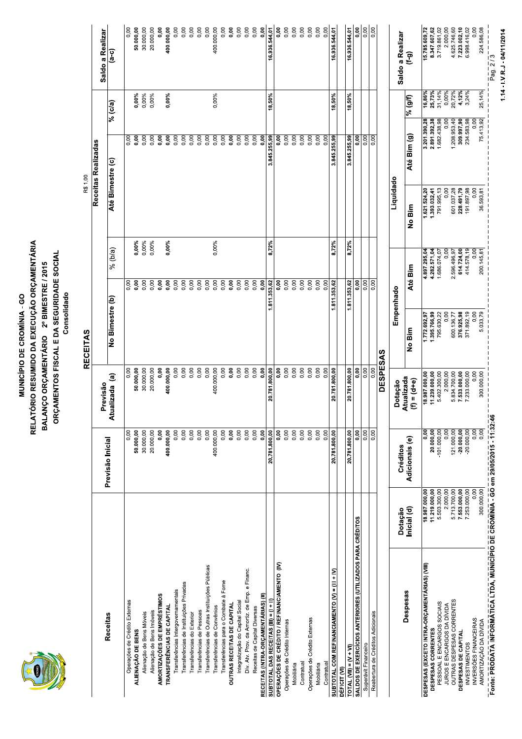# MUNICÍPIO DE CROMÍNIA - GO
## RELATÓRIO RESUMIDO DA EXECUÇÃO ORÇAMENTÁRIA
## BALANÇO ORÇAMENTÁRIO 2º BIMESTRE / 2015
## ORÇAMENTOS FISCAL E DA SEGURIDADE SOCIAL
### Consolidado

R$ 1,00

### RECEITAS

| Receitas | Previsão Inicial | Previsão Atualizada (a) | No Bimestre (b) | % (b/a) | Até Bimestre (c) | % (c/a) | Saldo a Realizar (a-c) |
|---|---|---|---|---|---|---|---|
| Operações de Crédito Externas | 0,00 | 0,00 | 0,00 | | 0,00 | | 0,00 |
| **ALIENAÇÃO DE BENS** | **50.000,00** | **50.000,00** | **0,00** | **0,00%** | **0,00** | **0,00%** | **50.000,00** |
| Alienação de Bens Móveis | 30.000,00 | 30.000,00 | 0,00 | 0,00% | 0,00 | 0,00% | 30.000,00 |
| Alienação de Bens Imóveis | 20.000,00 | 20.000,00 | 0,00 | 0,00% | 0,00 | 0,00% | 20.000,00 |
| **AMORTIZAÇÕES DE EMPRÉSTIMOS** | **0,00** | **0,00** | **0,00** | | **0,00** | | **0,00** |
| **TRANSFERÊNCIAS DE CAPITAL** | **400.000,00** | **400.000,00** | **0,00** | **0,00%** | **0,00** | **0,00%** | **400.000,00** |
| Transferências Intergovernamentais | 0,00 | 0,00 | 0,00 | | 0,00 | | 0,00 |
| Transferências de Instituições Privadas | 0,00 | 0,00 | 0,00 | | 0,00 | | 0,00 |
| Transferências do Exterior | 0,00 | 0,00 | 0,00 | | 0,00 | | 0,00 |
| Transferências de Pessoas | 0,00 | 0,00 | 0,00 | | 0,00 | | 0,00 |
| Transferências de Outras Instituições Públicas | 0,00 | 0,00 | 0,00 | | 0,00 | | 0,00 |
| Transferências de Convênios | 400.000,00 | 400.000,00 | 0,00 | 0,00% | 0,00 | 0,00% | 400.000,00 |
| Transferências para o Combate à Fome | 0,00 | 0,00 | 0,00 | | 0,00 | | 0,00 |
| **OUTRAS RECEITAS DE CAPITAL** | **0,00** | **0,00** | **0,00** | | **0,00** | | **0,00** |
| Integralização do Capital Social | 0,00 | 0,00 | 0,00 | | 0,00 | | 0,00 |
| Div. Atv. Prov. da Amortiz. de Emp. e Financ. | 0,00 | 0,00 | 0,00 | | 0,00 | | 0,00 |
| Receitas de Capital Diversas | 0,00 | 0,00 | 0,00 | | 0,00 | | 0,00 |
| **RECEITAS (INTRA-ORÇAMENTÁRIAS) (II)** | **0,00** | **0,00** | **0,00** | | **0,00** | | **0,00** |
| **SUBTOTAL DAS RECEITAS (III) = (I + II)** | **20.781.800,00** | **20.781.800,00** | **1.811.353,62** | **8,72%** | **3.845.255,99** | **18,50%** | **16.936.544,01** |
| **OPERAÇÕES DE CRÉDITO / REFINANCIAMENTO (IV)** | **0,00** | **0,00** | **0,00** | | **0,00** | | **0,00** |
| Operações de Crédito Internas | 0,00 | 0,00 | 0,00 | | 0,00 | | 0,00 |
| Mobiliária | 0,00 | 0,00 | 0,00 | | 0,00 | | 0,00 |
| Contratual | 0,00 | 0,00 | 0,00 | | 0,00 | | 0,00 |
| Operações de Crédito Externas | 0,00 | 0,00 | 0,00 | | 0,00 | | 0,00 |
| Mobiliária | 0,00 | 0,00 | 0,00 | | 0,00 | | 0,00 |
| Contratual | 0,00 | 0,00 | 0,00 | | 0,00 | | 0,00 |
| **SUBTOTAL COM REFINANCIAMENTO (V) = (III + IV)** | **20.781.800,00** | **20.781.800,00** | **1.811.353,62** | **8,72%** | **3.845.255,99** | **18,50%** | **16.936.544,01** |
| **DÉFICIT (VI)** | | | | | | | |
| **TOTAL (VII) = (V + VI)** | **20.781.800,00** | **20.781.800,00** | **1.811.353,62** | **8,72%** | **3.845.255,99** | **18,50%** | **16.936.544,01** |
| **SALDOS DE EXERCÍCIOS ANTERIORES (UTILIZADOS PARA CRÉDITOS** | **0,00** | **0,00** | **0,00** | | **0,00** | | **0,00** |
| Superávit Financeiro | 0,00 | 0,00 | 0,00 | | 0,00 | | 0,00 |
| Reabertura de Créditos Adicionais | 0,00 | 0,00 | 0,00 | | 0,00 | | 0,00 |

### DESPESAS

| Despesas | Dotação Inicial (d) | Créditos Adicionais (e) | Dotação Atualizada (f) = (d+e) | Empenhado No Bim | Empenhado Até Bim | Liquidado No Bim | Liquidado Até Bim (g) | % (g/f) | Saldo a Realizar (f-g) |
|---|---|---|---|---|---|---|---|---|---|
| **DESPESAS (EXCETO INTRA-ORÇAMENTÁRIAS) (VIII)** | **18.987.000,00** | **0,00** | **18.987.000,00** | **1.772.692,97** | **4.897.295,04** | **1.621.524,20** | **3.201.390,28** | **16,86%** | **15.785.609,72** |
| **DESPESAS CORRENTES** | **11.219.000,00** | **20.000,00** | **11.239.000,00** | **1.395.766,99** | **4.282.571,04** | **1.393.032,41** | **2.891.392,38** | **25,73%** | **8.347.607,62** |
| PESSOAL E ENCARGOS SOCIAIS | 5.503.300,00 | -101.000,00 | 5.402.300,00 | 795.630,22 | 1.686.074,07 | 791.995,13 | 1.682.438,98 | 31,14% | 3.719.861,02 |
| JUROS E ENCARGOS DA DÍVIDA | 2.000,00 | 0,00 | 2.000,00 | 0,00 | 0,00 | 0,00 | 0,00 | 0,00% | 2.000,00 |
| OUTRAS DESPESAS CORRENTES | 5.713.700,00 | 121.000,00 | 5.834.700,00 | 600.136,77 | 2.596.496,97 | 601.037,28 | 1.208.953,40 | 20,72% | 4.625.746,60 |
| **DESPESAS DE CAPITAL** | **7.553.000,00** | **-20.000,00** | **7.533.000,00** | **376.925,98** | **614.724,00** | **228.491,79** | **309.997,90** | **4,12%** | **7.223.002,10** |
| INVESTIMENTOS | 7.253.000,00 | -20.000,00 | 7.233.000,00 | 371.892,19 | 414.578,19 | 191.897,98 | 234.583,98 | 3,24% | 6.998.416,02 |
| INVERSÕES FINANCEIRAS | 0,00 | 0,00 | 0,00 | 0,00 | 0,00 | 0,00 | 0,00 | | 0,00 |
| AMORTIZAÇÃO DA DÍVIDA | 300.000,00 | 0,00 | 300.000,00 | 5.033,79 | 200.145,81 | 36.593,81 | 75.413,92 | 25,14% | 224.586,08 |

Fonte: PRODATA INFORMÁTICA LTDA, MUNICÍPIO DE CROMÍNIA - GO em 29/05/2015 - 11:32:46

1.14 - I.V R.J - 04/11/2014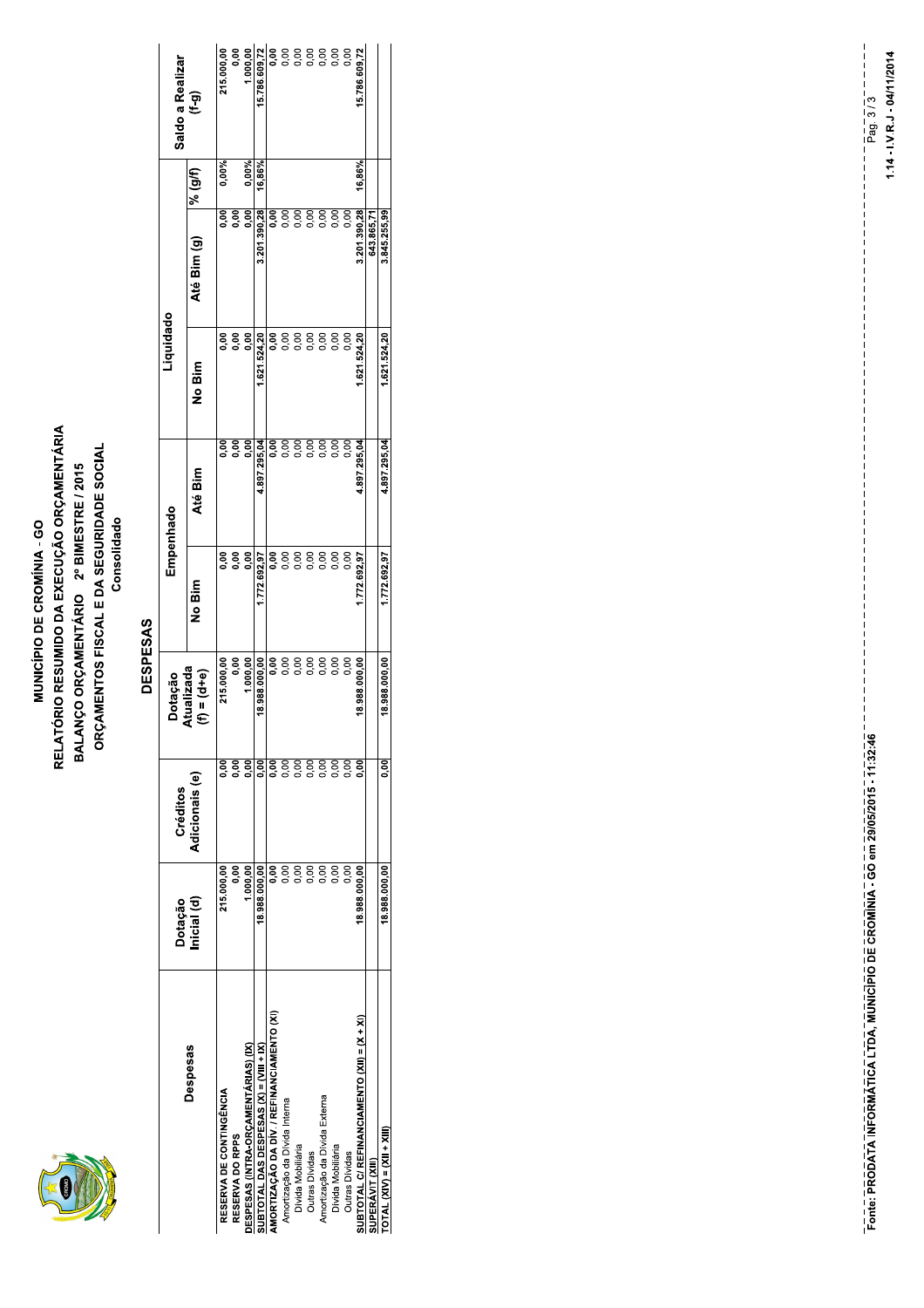# MUNICÍPIO DE CROMÍNIA - GO

## RELATÓRIO RESUMIDO DA EXECUÇÃO ORÇAMENTÁRIA

### BALANÇO ORÇAMENTÁRIO 2º BIMESTRE / 2015

### ORÇAMENTOS FISCAL E DA SEGURIDADE SOCIAL

**Consolidado**

## DESPESAS

| Despesas | Dotação Inicial (d) | Créditos Adicionais (e) | Dotação Atualizada (f) = (d+e) | Empenhado No Bim | Empenhado Até Bim | Liquidado No Bim | Liquidado Até Bim (g) | % (g/f) | Saldo a Realizar (f-g) |
|---|---|---|---|---|---|---|---|---|---|
| RESERVA DE CONTINGÊNCIA | 215.000,00 | 0,00 | 215.000,00 | 0,00 | 0,00 | 0,00 | 0,00 | 0,00% | 215.000,00 |
| RESERVA DO RPPS | 0,00 | 0,00 | 0,00 | 0,00 | 0,00 | 0,00 | 0,00 | | 0,00 |
| DESPESAS (INTRA-ORÇAMENTÁRIAS) (IX) | 1.000,00 | 0,00 | 1.000,00 | 0,00 | 0,00 | 0,00 | 0,00 | 0,00% | 1.000,00 |
| SUBTOTAL DAS DESPESAS (X) = (VIII + IX) | 18.988.000,00 | 0,00 | 18.988.000,00 | 1.772.692,97 | 4.897.295,04 | 1.621.524,20 | 3.201.390,28 | 16,86% | 15.786.609,72 |
| AMORTIZAÇÃO DA DIV. / REFINANCIAMENTO (XI) | 0,00 | 0,00 | 0,00 | 0,00 | 0,00 | 0,00 | 0,00 | | 0,00 |
| Amortização da Dívida Interna | 0,00 | 0,00 | 0,00 | 0,00 | 0,00 | 0,00 | 0,00 | | 0,00 |
| Dívida Mobiliária | 0,00 | 0,00 | 0,00 | 0,00 | 0,00 | 0,00 | 0,00 | | 0,00 |
| Outras Dívidas | 0,00 | 0,00 | 0,00 | 0,00 | 0,00 | 0,00 | 0,00 | | 0,00 |
| Amortização da Dívida Externa | 0,00 | 0,00 | 0,00 | 0,00 | 0,00 | 0,00 | 0,00 | | 0,00 |
| Dívida Mobiliária | 0,00 | 0,00 | 0,00 | 0,00 | 0,00 | 0,00 | 0,00 | | 0,00 |
| Outras Dívidas | 0,00 | 0,00 | 0,00 | 0,00 | 0,00 | 0,00 | 0,00 | | 0,00 |
| SUBTOTAL C/ REFINANCIAMENTO (XII) = (X + XI) | 18.988.000,00 | 0,00 | 18.988.000,00 | 1.772.692,97 | 4.897.295,04 | 1.621.524,20 | 3.201.390,28 | 16,86% | 15.786.609,72 |
| SUPERÁVIT (XIII) | | | | | | | 643.865,71 | | |
| TOTAL (XIV) = (XII + XIII) | 18.988.000,00 | 0,00 | 18.988.000,00 | 1.772.692,97 | 4.897.295,04 | 1.621.524,20 | 3.845.255,99 | | |

Fonte: PRODATA INFORMÁTICA LTDA, MUNICÍPIO DE CROMÍNIA - GO em 29/05/2015 - 11:32:46

1.14 - I.V.R.J - 04/11/2014